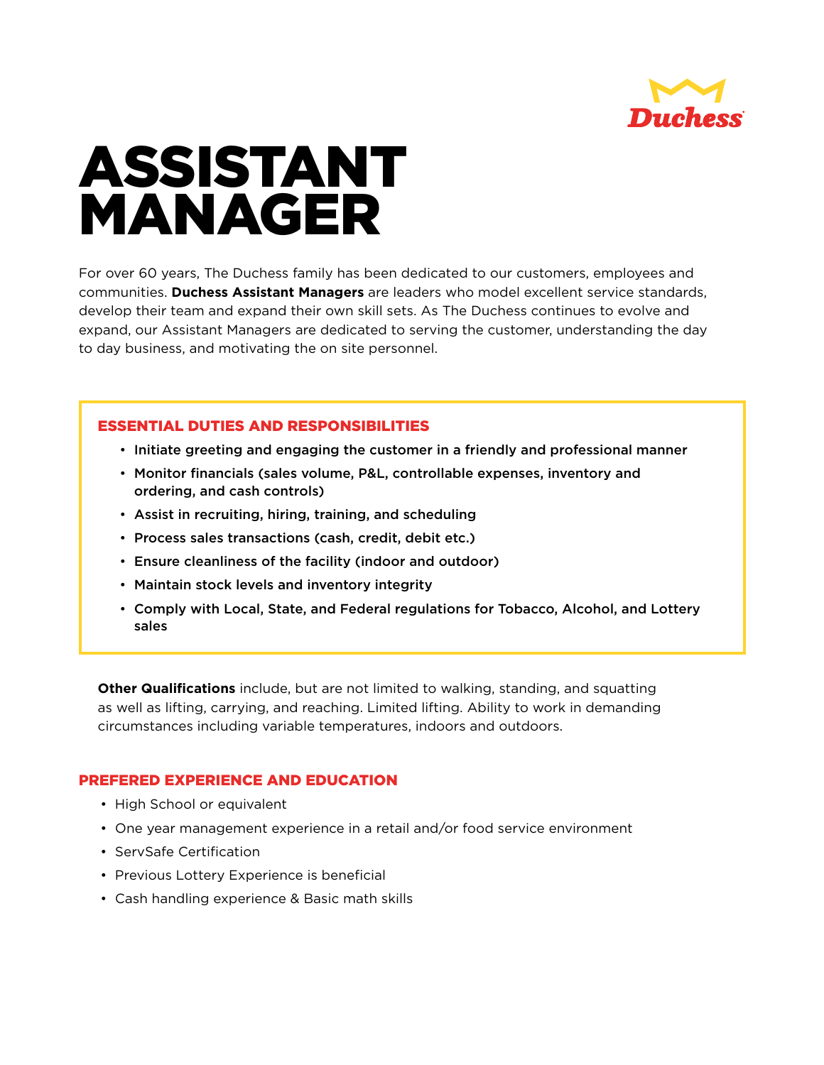Duchess

# ASSISTANT MANAGER

For over 60 years, The Duchess family has been dedicated to our customers, employees and communities. **Duchess Assistant Managers** are leaders who model excellent service standards, develop their team and expand their own skill sets. As The Duchess continues to evolve and expand, our Assistant Managers are dedicated to serving the customer, understanding the day to day business, and motivating the on site personnel.

## ESSENTIAL DUTIES AND RESPONSIBILITIES

- **Initiate greeting and engaging the customer in a friendly and professional manner**
- **Monitor financials (sales volume, P&L, controllable expenses, inventory and ordering, and cash controls)**
- **Assist in recruiting, hiring, training, and scheduling**
- **Process sales transactions (cash, credit, debit etc.)**
- **Ensure cleanliness of the facility (indoor and outdoor)**
- **Maintain stock levels and inventory integrity**
- **Comply with Local, State, and Federal regulations for Tobacco, Alcohol, and Lottery sales**

**Other Qualifications** include, but are not limited to walking, standing, and squatting as well as lifting, carrying, and reaching. Limited lifting. Ability to work in demanding circumstances including variable temperatures, indoors and outdoors.

## PREFERED EXPERIENCE AND EDUCATION

- High School or equivalent
- One year management experience in a retail and/or food service environment
- ServSafe Certification
- Previous Lottery Experience is beneficial
- Cash handling experience & Basic math skills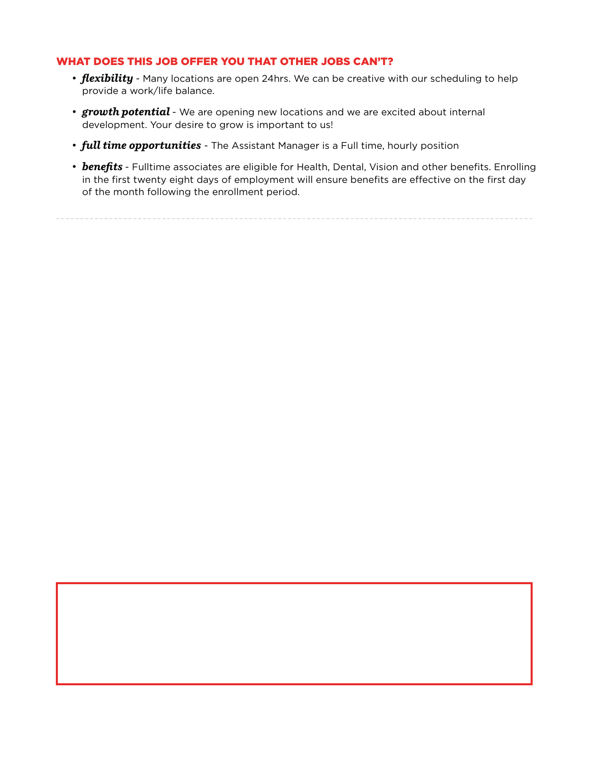## WHAT DOES THIS JOB OFFER YOU THAT OTHER JOBS CAN'T?

- ***flexibility*** - Many locations are open 24hrs. We can be creative with our scheduling to help provide a work/life balance.
- ***growth potential*** - We are opening new locations and we are excited about internal development. Your desire to grow is important to us!
- ***full time opportunities*** - The Assistant Manager is a Full time, hourly position
- ***benefits*** - Fulltime associates are eligible for Health, Dental, Vision and other benefits. Enrolling in the first twenty eight days of employment will ensure benefits are effective on the first day of the month following the enrollment period.